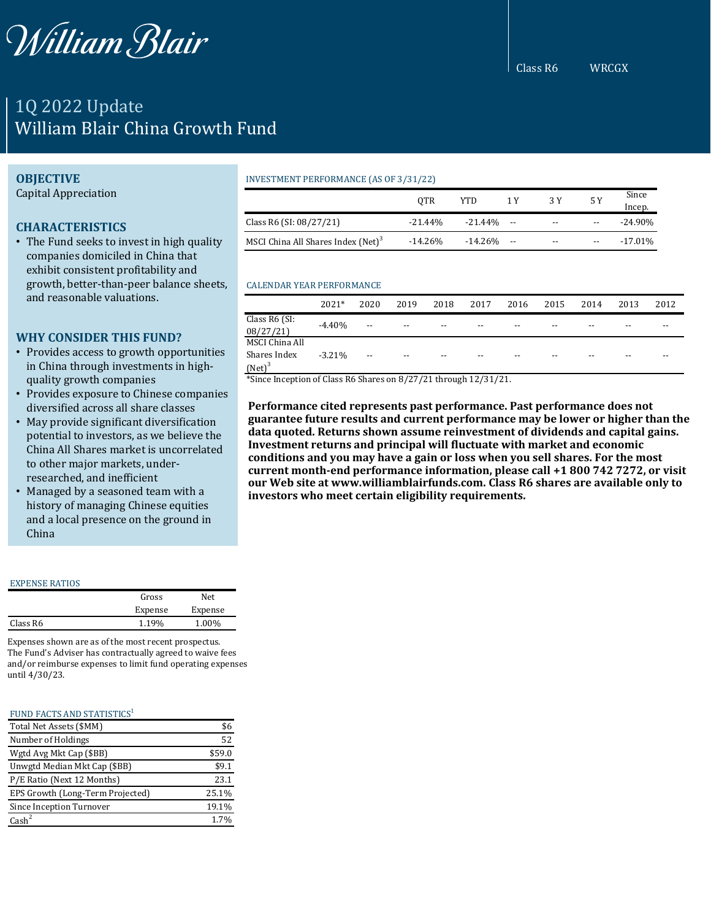# William Blair

Class R6 WRCGX

## 1Q 2022 Update
## William Blair China Growth Fund

### OBJECTIVE

Capital Appreciation

### CHARACTERISTICS

- The Fund seeks to invest in high quality companies domiciled in China that exhibit consistent profitability and growth, better-than-peer balance sheets, and reasonable valuations.

### WHY CONSIDER THIS FUND?

- Provides access to growth opportunities in China through investments in high-quality growth companies
- Provides exposure to Chinese companies diversified across all share classes
- May provide significant diversification potential to investors, as we believe the China All Shares market is uncorrelated to other major markets, under-researched, and inefficient
- Managed by a seasoned team with a history of managing Chinese equities and a local presence on the ground in China

INVESTMENT PERFORMANCE (AS OF 3/31/22)

| | QTR | YTD | 1 Y | 3 Y | 5 Y | Since Incep. |
|---|---|---|---|---|---|---|
| Class R6 (SI: 08/27/21) | -21.44% | -21.44% | -- | -- | -- | -24.90% |
| MSCI China All Shares Index (Net)[3] | -14.26% | -14.26% | -- | -- | -- | -17.01% |

CALENDAR YEAR PERFORMANCE

| | 2021* | 2020 | 2019 | 2018 | 2017 | 2016 | 2015 | 2014 | 2013 | 2012 |
|---|---|---|---|---|---|---|---|---|---|---|
| Class R6 (SI: 08/27/21) | -4.40% | -- | -- | -- | -- | -- | -- | -- | -- | -- |
| MSCI China All Shares Index (Net)[3] | -3.21% | -- | -- | -- | -- | -- | -- | -- | -- | -- |

*Since Inception of Class R6 Shares on 8/27/21 through 12/31/21.

**Performance cited represents past performance. Past performance does not guarantee future results and current performance may be lower or higher than the data quoted. Returns shown assume reinvestment of dividends and capital gains. Investment returns and principal will fluctuate with market and economic conditions and you may have a gain or loss when you sell shares. For the most current month-end performance information, please call +1 800 742 7272, or visit our Web site at www.williamblairfunds.com. Class R6 shares are available only to investors who meet certain eligibility requirements.**

EXPENSE RATIOS

| | Gross Expense | Net Expense |
|---|---|---|
| Class R6 | 1.19% | 1.00% |

Expenses shown are as of the most recent prospectus. The Fund's Adviser has contractually agreed to waive fees and/or reimburse expenses to limit fund operating expenses until 4/30/23.

FUND FACTS AND STATISTICS[1]

| | |
|---|---|
| Total Net Assets ($MM) | $6 |
| Number of Holdings | 52 |
| Wgtd Avg Mkt Cap ($BB) | $59.0 |
| Unwgtd Median Mkt Cap ($BB) | $9.1 |
| P/E Ratio (Next 12 Months) | 23.1 |
| EPS Growth (Long-Term Projected) | 25.1% |
| Since Inception Turnover | 19.1% |
| Cash[2] | 1.7% |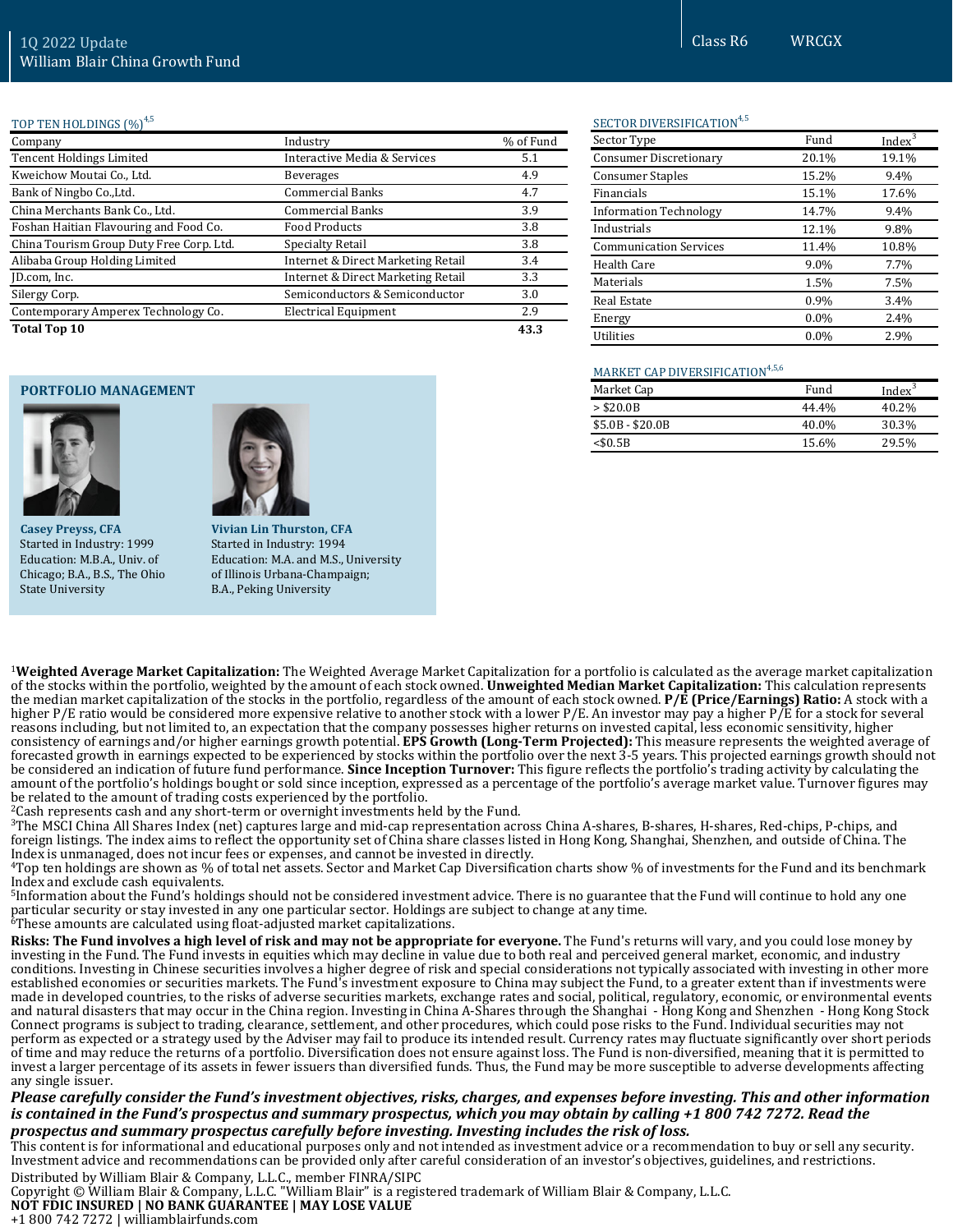1Q 2022 Update
William Blair China Growth Fund

Class R6 WRCGX

### TOP TEN HOLDINGS (%)[4,5]

| Company | Industry | % of Fund |
|---|---|---|
| Tencent Holdings Limited | Interactive Media & Services | 5.1 |
| Kweichow Moutai Co., Ltd. | Beverages | 4.9 |
| Bank of Ningbo Co.,Ltd. | Commercial Banks | 4.7 |
| China Merchants Bank Co., Ltd. | Commercial Banks | 3.9 |
| Foshan Haitian Flavouring and Food Co. | Food Products | 3.8 |
| China Tourism Group Duty Free Corp. Ltd. | Specialty Retail | 3.8 |
| Alibaba Group Holding Limited | Internet & Direct Marketing Retail | 3.4 |
| JD.com, Inc. | Internet & Direct Marketing Retail | 3.3 |
| Silergy Corp. | Semiconductors & Semiconductor | 3.0 |
| Contemporary Amperex Technology Co. | Electrical Equipment | 2.9 |
| **Total Top 10** | | **43.3** |

### SECTOR DIVERSIFICATION[4,5]

| Sector Type | Fund | Index[3] |
|---|---|---|
| Consumer Discretionary | 20.1% | 19.1% |
| Consumer Staples | 15.2% | 9.4% |
| Financials | 15.1% | 17.6% |
| Information Technology | 14.7% | 9.4% |
| Industrials | 12.1% | 9.8% |
| Communication Services | 11.4% | 10.8% |
| Health Care | 9.0% | 7.7% |
| Materials | 1.5% | 7.5% |
| Real Estate | 0.9% | 3.4% |
| Energy | 0.0% | 2.4% |
| Utilities | 0.0% | 2.9% |

### MARKET CAP DIVERSIFICATION[4,5,6]

| Market Cap | Fund | Index[3] |
|---|---|---|
| > $20.0B | 44.4% | 40.2% |
| $5.0B - $20.0B | 40.0% | 30.3% |
| <$0.5B | 15.6% | 29.5% |

### PORTFOLIO MANAGEMENT

**Casey Preyss, CFA**
Started in Industry: 1999
Education: M.B.A., Univ. of Chicago; B.A., B.S., The Ohio State University

**Vivian Lin Thurston, CFA**
Started in Industry: 1994
Education: M.A. and M.S., University of Illinois Urbana-Champaign; B.A., Peking University

[1]**Weighted Average Market Capitalization:** The Weighted Average Market Capitalization for a portfolio is calculated as the average market capitalization of the stocks within the portfolio, weighted by the amount of each stock owned. **Unweighted Median Market Capitalization:** This calculation represents the median market capitalization of the stocks in the portfolio, regardless of the amount of each stock owned. **P/E (Price/Earnings) Ratio:** A stock with a higher P/E ratio would be considered more expensive relative to another stock with a lower P/E. An investor may pay a higher P/E for a stock for several reasons including, but not limited to, an expectation that the company possesses higher returns on invested capital, less economic sensitivity, higher consistency of earnings and/or higher earnings growth potential. **EPS Growth (Long-Term Projected):** This measure represents the weighted average of forecasted growth in earnings expected to be experienced by stocks within the portfolio over the next 3-5 years. This projected earnings growth should not be considered an indication of future fund performance. **Since Inception Turnover:** This figure reflects the portfolio's trading activity by calculating the amount of the portfolio's holdings bought or sold since inception, expressed as a percentage of the portfolio's average market value. Turnover figures may be related to the amount of trading costs experienced by the portfolio.
[2]Cash represents cash and any short-term or overnight investments held by the Fund.
[3]The MSCI China All Shares Index (net) captures large and mid-cap representation across China A-shares, B-shares, H-shares, Red-chips, P-chips, and foreign listings. The index aims to reflect the opportunity set of China share classes listed in Hong Kong, Shanghai, Shenzhen, and outside of China. The Index is unmanaged, does not incur fees or expenses, and cannot be invested in directly.
[4]Top ten holdings are shown as % of total net assets. Sector and Market Cap Diversification charts show % of investments for the Fund and its benchmark Index and exclude cash equivalents.
[5]Information about the Fund's holdings should not be considered investment advice. There is no guarantee that the Fund will continue to hold any one particular security or stay invested in any one particular sector. Holdings are subject to change at any time.
[6]These amounts are calculated using float-adjusted market capitalizations.

**Risks: The Fund involves a high level of risk and may not be appropriate for everyone.** The Fund's returns will vary, and you could lose money by investing in the Fund. The Fund invests in equities which may decline in value due to both real and perceived general market, economic, and industry conditions. Investing in Chinese securities involves a higher degree of risk and special considerations not typically associated with investing in other more established economies or securities markets. The Fund's investment exposure to China may subject the Fund, to a greater extent than if investments were made in developed countries, to the risks of adverse securities markets, exchange rates and social, political, regulatory, economic, or environmental events and natural disasters that may occur in the China region. Investing in China A-Shares through the Shanghai - Hong Kong and Shenzhen - Hong Kong Stock Connect programs is subject to trading, clearance, settlement, and other procedures, which could pose risks to the Fund. Individual securities may not perform as expected or a strategy used by the Adviser may fail to produce its intended result. Currency rates may fluctuate significantly over short periods of time and may reduce the returns of a portfolio. Diversification does not ensure against loss. The Fund is non-diversified, meaning that it is permitted to invest a larger percentage of its assets in fewer issuers than diversified funds. Thus, the Fund may be more susceptible to adverse developments affecting any single issuer.

***Please carefully consider the Fund's investment objectives, risks, charges, and expenses before investing. This and other information is contained in the Fund's prospectus and summary prospectus, which you may obtain by calling +1 800 742 7272. Read the prospectus and summary prospectus carefully before investing. Investing includes the risk of loss.***

This content is for informational and educational purposes only and not intended as investment advice or a recommendation to buy or sell any security. Investment advice and recommendations can be provided only after careful consideration of an investor's objectives, guidelines, and restrictions.

Distributed by William Blair & Company, L.L.C., member FINRA/SIPC
Copyright © William Blair & Company, L.L.C. "William Blair" is a registered trademark of William Blair & Company, L.L.C.
**NOT FDIC INSURED | NO BANK GUARANTEE | MAY LOSE VALUE**
+1 800 742 7272 | williamblairfunds.com